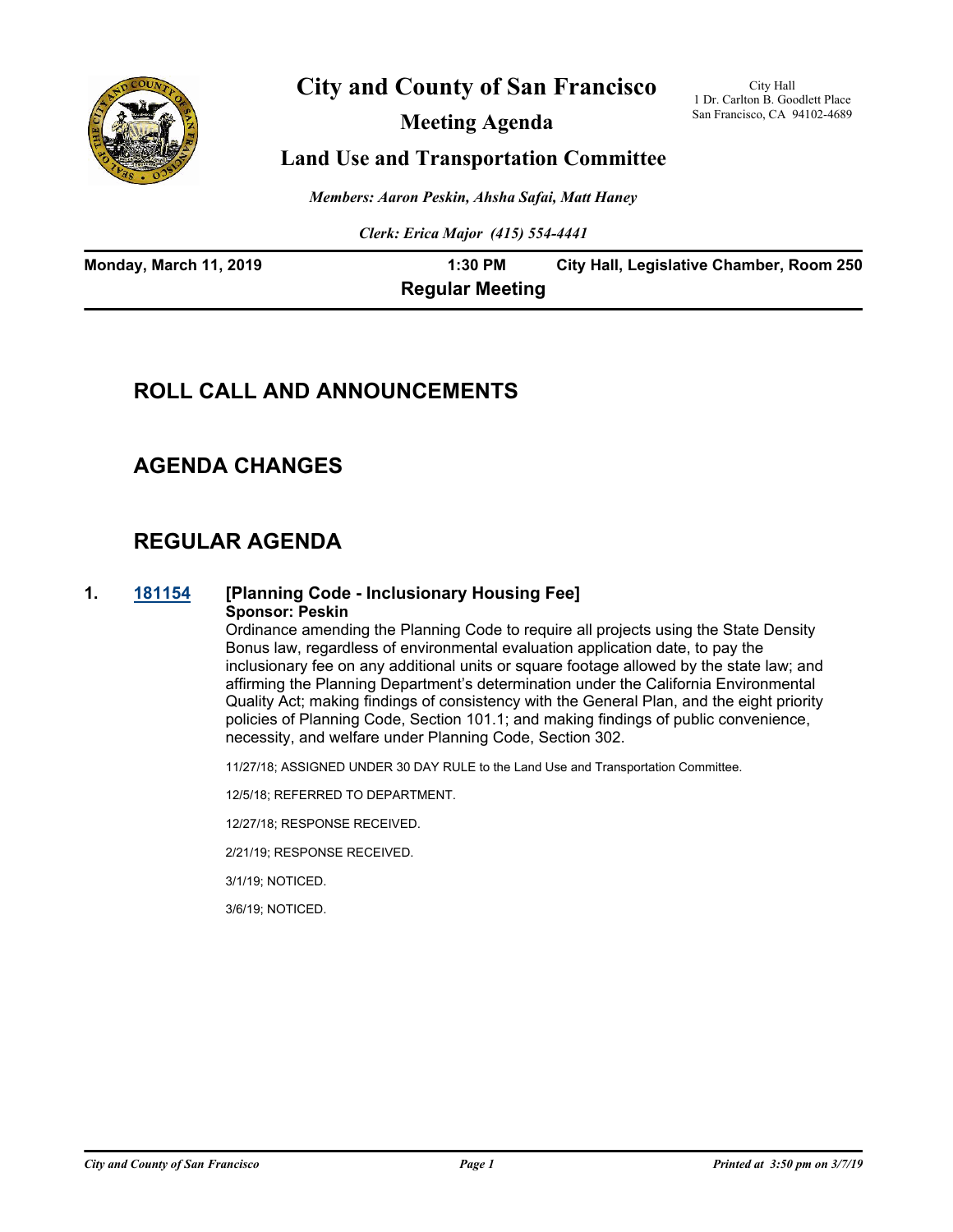# City and County of San Francisco

## Meeting Agenda

## Land Use and Transportation Committee

City Hall
1 Dr. Carlton B. Goodlett Place
San Francisco, CA 94102-4689

*Members: Aaron Peskin, Ahsha Safai, Matt Haney*

*Clerk: Erica Major (415) 554-4441*

**Monday, March 11, 2019** | **1:30 PM** | **City Hall, Legislative Chamber, Room 250**

**Regular Meeting**

## ROLL CALL AND ANNOUNCEMENTS

## AGENDA CHANGES

## REGULAR AGENDA

**1. 181154 [Planning Code - Inclusionary Housing Fee]**

**Sponsor: Peskin**

Ordinance amending the Planning Code to require all projects using the State Density Bonus law, regardless of environmental evaluation application date, to pay the inclusionary fee on any additional units or square footage allowed by the state law; and affirming the Planning Department's determination under the California Environmental Quality Act; making findings of consistency with the General Plan, and the eight priority policies of Planning Code, Section 101.1; and making findings of public convenience, necessity, and welfare under Planning Code, Section 302.

11/27/18; ASSIGNED UNDER 30 DAY RULE to the Land Use and Transportation Committee.

12/5/18; REFERRED TO DEPARTMENT.

12/27/18; RESPONSE RECEIVED.

2/21/19; RESPONSE RECEIVED.

3/1/19; NOTICED.

3/6/19; NOTICED.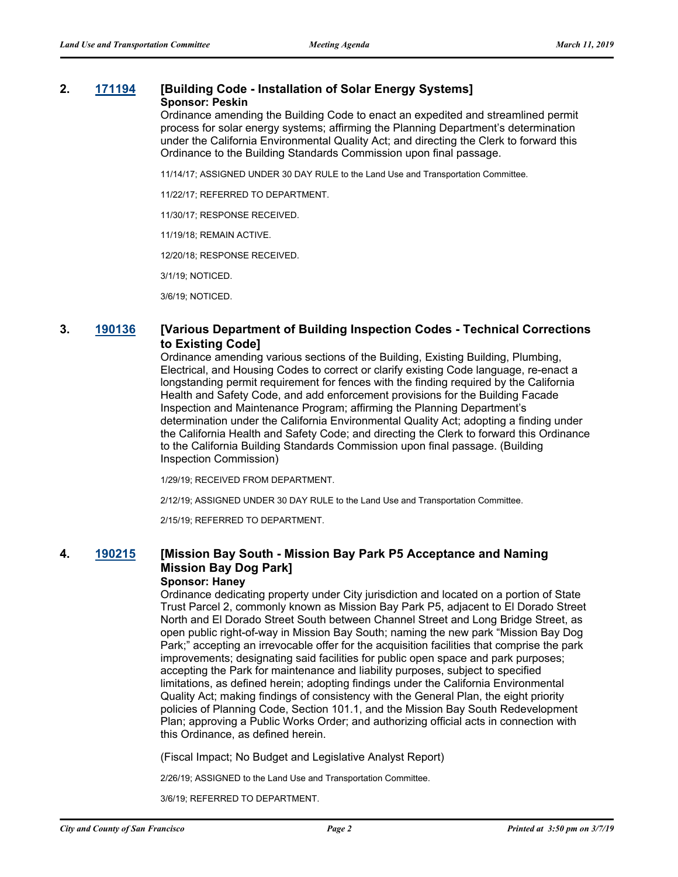## 2. [171194](#) [Building Code - Installation of Solar Energy Systems]

**Sponsor: Peskin**

Ordinance amending the Building Code to enact an expedited and streamlined permit process for solar energy systems; affirming the Planning Department's determination under the California Environmental Quality Act; and directing the Clerk to forward this Ordinance to the Building Standards Commission upon final passage.

11/14/17; ASSIGNED UNDER 30 DAY RULE to the Land Use and Transportation Committee.

11/22/17; REFERRED TO DEPARTMENT.

11/30/17; RESPONSE RECEIVED.

11/19/18; REMAIN ACTIVE.

12/20/18; RESPONSE RECEIVED.

3/1/19; NOTICED.

3/6/19; NOTICED.

## 3. [190136](#) [Various Department of Building Inspection Codes - Technical Corrections to Existing Code]

Ordinance amending various sections of the Building, Existing Building, Plumbing, Electrical, and Housing Codes to correct or clarify existing Code language, re-enact a longstanding permit requirement for fences with the finding required by the California Health and Safety Code, and add enforcement provisions for the Building Facade Inspection and Maintenance Program; affirming the Planning Department's determination under the California Environmental Quality Act; adopting a finding under the California Health and Safety Code; and directing the Clerk to forward this Ordinance to the California Building Standards Commission upon final passage. (Building Inspection Commission)

1/29/19; RECEIVED FROM DEPARTMENT.

2/12/19; ASSIGNED UNDER 30 DAY RULE to the Land Use and Transportation Committee.

2/15/19; REFERRED TO DEPARTMENT.

## 4. [190215](#) [Mission Bay South - Mission Bay Park P5 Acceptance and Naming Mission Bay Dog Park]

**Sponsor: Haney**

Ordinance dedicating property under City jurisdiction and located on a portion of State Trust Parcel 2, commonly known as Mission Bay Park P5, adjacent to El Dorado Street North and El Dorado Street South between Channel Street and Long Bridge Street, as open public right-of-way in Mission Bay South; naming the new park "Mission Bay Dog Park;" accepting an irrevocable offer for the acquisition facilities that comprise the park improvements; designating said facilities for public open space and park purposes; accepting the Park for maintenance and liability purposes, subject to specified limitations, as defined herein; adopting findings under the California Environmental Quality Act; making findings of consistency with the General Plan, the eight priority policies of Planning Code, Section 101.1, and the Mission Bay South Redevelopment Plan; approving a Public Works Order; and authorizing official acts in connection with this Ordinance, as defined herein.

(Fiscal Impact; No Budget and Legislative Analyst Report)

2/26/19; ASSIGNED to the Land Use and Transportation Committee.

3/6/19; REFERRED TO DEPARTMENT.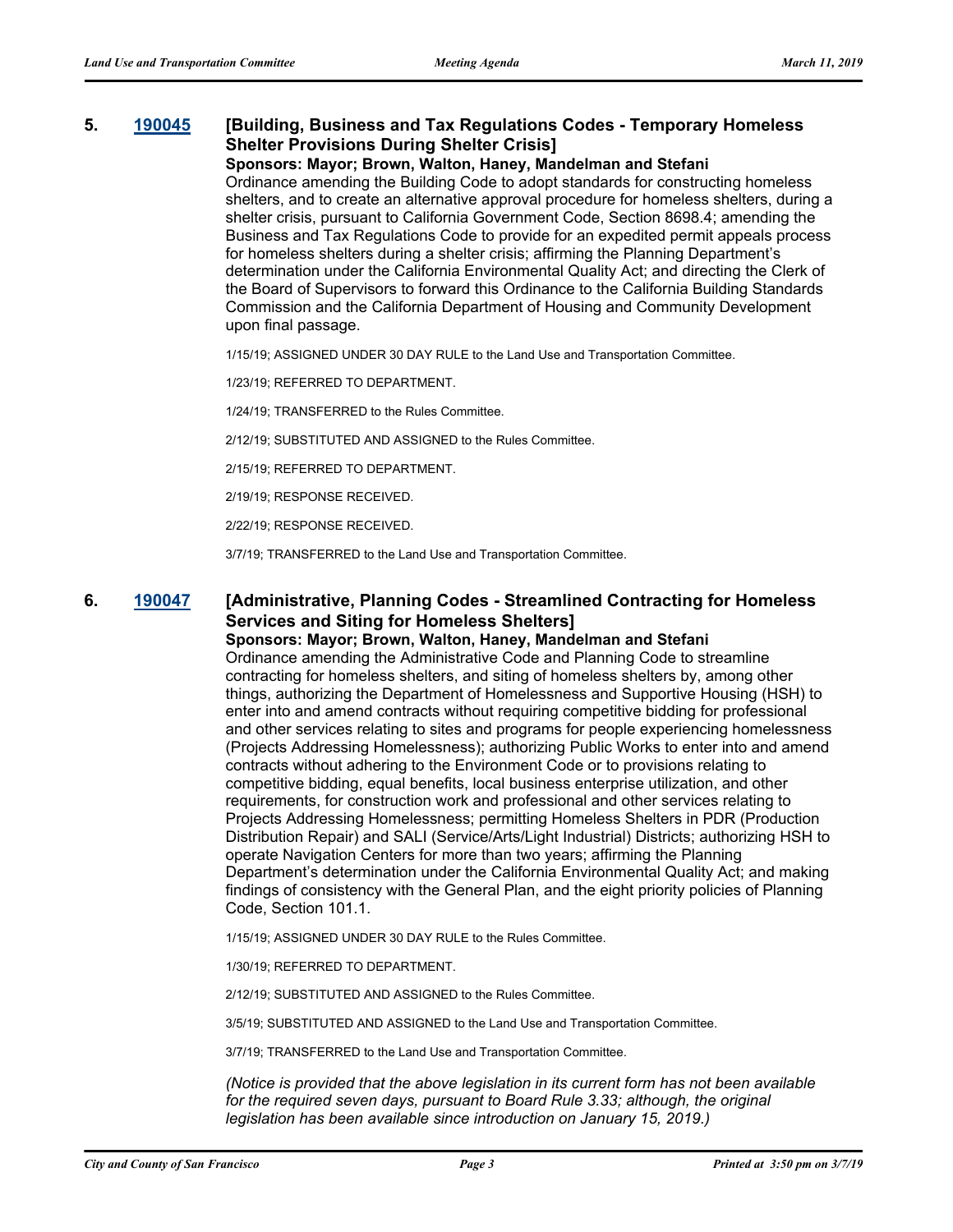### 5. [190045](190045) [Building, Business and Tax Regulations Codes - Temporary Homeless Shelter Provisions During Shelter Crisis]

**Sponsors: Mayor; Brown, Walton, Haney, Mandelman and Stefani**

Ordinance amending the Building Code to adopt standards for constructing homeless shelters, and to create an alternative approval procedure for homeless shelters, during a shelter crisis, pursuant to California Government Code, Section 8698.4; amending the Business and Tax Regulations Code to provide for an expedited permit appeals process for homeless shelters during a shelter crisis; affirming the Planning Department's determination under the California Environmental Quality Act; and directing the Clerk of the Board of Supervisors to forward this Ordinance to the California Building Standards Commission and the California Department of Housing and Community Development upon final passage.

1/15/19; ASSIGNED UNDER 30 DAY RULE to the Land Use and Transportation Committee.

1/23/19; REFERRED TO DEPARTMENT.

1/24/19; TRANSFERRED to the Rules Committee.

2/12/19; SUBSTITUTED AND ASSIGNED to the Rules Committee.

2/15/19; REFERRED TO DEPARTMENT.

2/19/19; RESPONSE RECEIVED.

2/22/19; RESPONSE RECEIVED.

3/7/19; TRANSFERRED to the Land Use and Transportation Committee.

### 6. [190047](190047) [Administrative, Planning Codes - Streamlined Contracting for Homeless Services and Siting for Homeless Shelters]

**Sponsors: Mayor; Brown, Walton, Haney, Mandelman and Stefani**

Ordinance amending the Administrative Code and Planning Code to streamline contracting for homeless shelters, and siting of homeless shelters by, among other things, authorizing the Department of Homelessness and Supportive Housing (HSH) to enter into and amend contracts without requiring competitive bidding for professional and other services relating to sites and programs for people experiencing homelessness (Projects Addressing Homelessness); authorizing Public Works to enter into and amend contracts without adhering to the Environment Code or to provisions relating to competitive bidding, equal benefits, local business enterprise utilization, and other requirements, for construction work and professional and other services relating to Projects Addressing Homelessness; permitting Homeless Shelters in PDR (Production Distribution Repair) and SALI (Service/Arts/Light Industrial) Districts; authorizing HSH to operate Navigation Centers for more than two years; affirming the Planning Department's determination under the California Environmental Quality Act; and making findings of consistency with the General Plan, and the eight priority policies of Planning Code, Section 101.1.

1/15/19; ASSIGNED UNDER 30 DAY RULE to the Rules Committee.

1/30/19; REFERRED TO DEPARTMENT.

2/12/19; SUBSTITUTED AND ASSIGNED to the Rules Committee.

3/5/19; SUBSTITUTED AND ASSIGNED to the Land Use and Transportation Committee.

3/7/19; TRANSFERRED to the Land Use and Transportation Committee.

*(Notice is provided that the above legislation in its current form has not been available for the required seven days, pursuant to Board Rule 3.33; although, the original legislation has been available since introduction on January 15, 2019.)*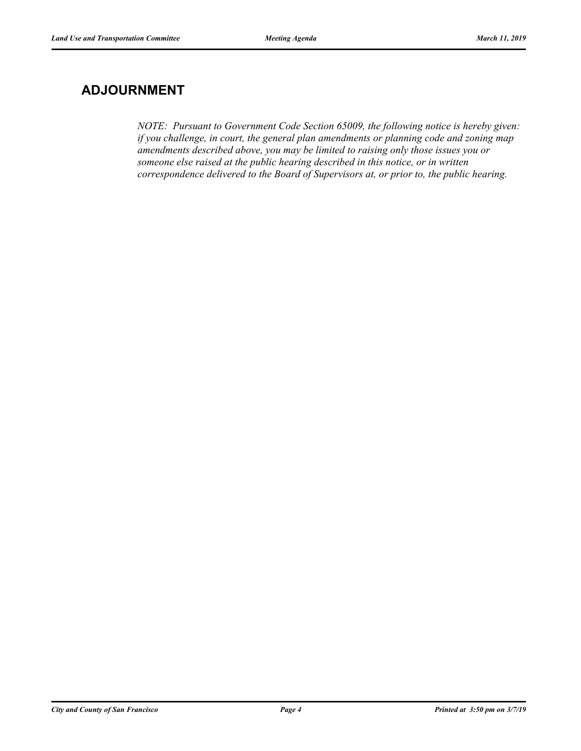## ADJOURNMENT

*NOTE: Pursuant to Government Code Section 65009, the following notice is hereby given: if you challenge, in court, the general plan amendments or planning code and zoning map amendments described above, you may be limited to raising only those issues you or someone else raised at the public hearing described in this notice, or in written correspondence delivered to the Board of Supervisors at, or prior to, the public hearing.*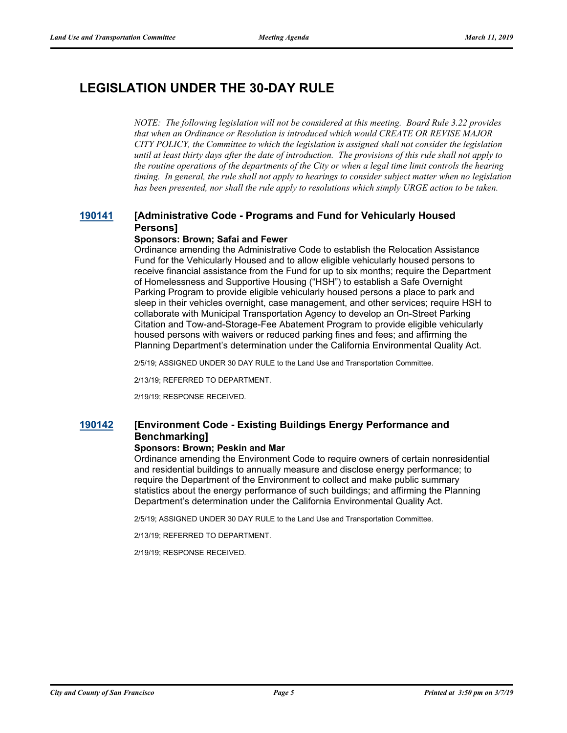# LEGISLATION UNDER THE 30-DAY RULE

*NOTE: The following legislation will not be considered at this meeting. Board Rule 3.22 provides that when an Ordinance or Resolution is introduced which would CREATE OR REVISE MAJOR CITY POLICY, the Committee to which the legislation is assigned shall not consider the legislation until at least thirty days after the date of introduction. The provisions of this rule shall not apply to the routine operations of the departments of the City or when a legal time limit controls the hearing timing. In general, the rule shall not apply to hearings to consider subject matter when no legislation has been presented, nor shall the rule apply to resolutions which simply URGE action to be taken.*

### 190141 [Administrative Code - Programs and Fund for Vehicularly Housed Persons]

**Sponsors: Brown; Safai and Fewer**

Ordinance amending the Administrative Code to establish the Relocation Assistance Fund for the Vehicularly Housed and to allow eligible vehicularly housed persons to receive financial assistance from the Fund for up to six months; require the Department of Homelessness and Supportive Housing ("HSH") to establish a Safe Overnight Parking Program to provide eligible vehicularly housed persons a place to park and sleep in their vehicles overnight, case management, and other services; require HSH to collaborate with Municipal Transportation Agency to develop an On-Street Parking Citation and Tow-and-Storage-Fee Abatement Program to provide eligible vehicularly housed persons with waivers or reduced parking fines and fees; and affirming the Planning Department's determination under the California Environmental Quality Act.

2/5/19; ASSIGNED UNDER 30 DAY RULE to the Land Use and Transportation Committee.

2/13/19; REFERRED TO DEPARTMENT.

2/19/19; RESPONSE RECEIVED.

### 190142 [Environment Code - Existing Buildings Energy Performance and Benchmarking]

**Sponsors: Brown; Peskin and Mar**

Ordinance amending the Environment Code to require owners of certain nonresidential and residential buildings to annually measure and disclose energy performance; to require the Department of the Environment to collect and make public summary statistics about the energy performance of such buildings; and affirming the Planning Department's determination under the California Environmental Quality Act.

2/5/19; ASSIGNED UNDER 30 DAY RULE to the Land Use and Transportation Committee.

2/13/19; REFERRED TO DEPARTMENT.

2/19/19; RESPONSE RECEIVED.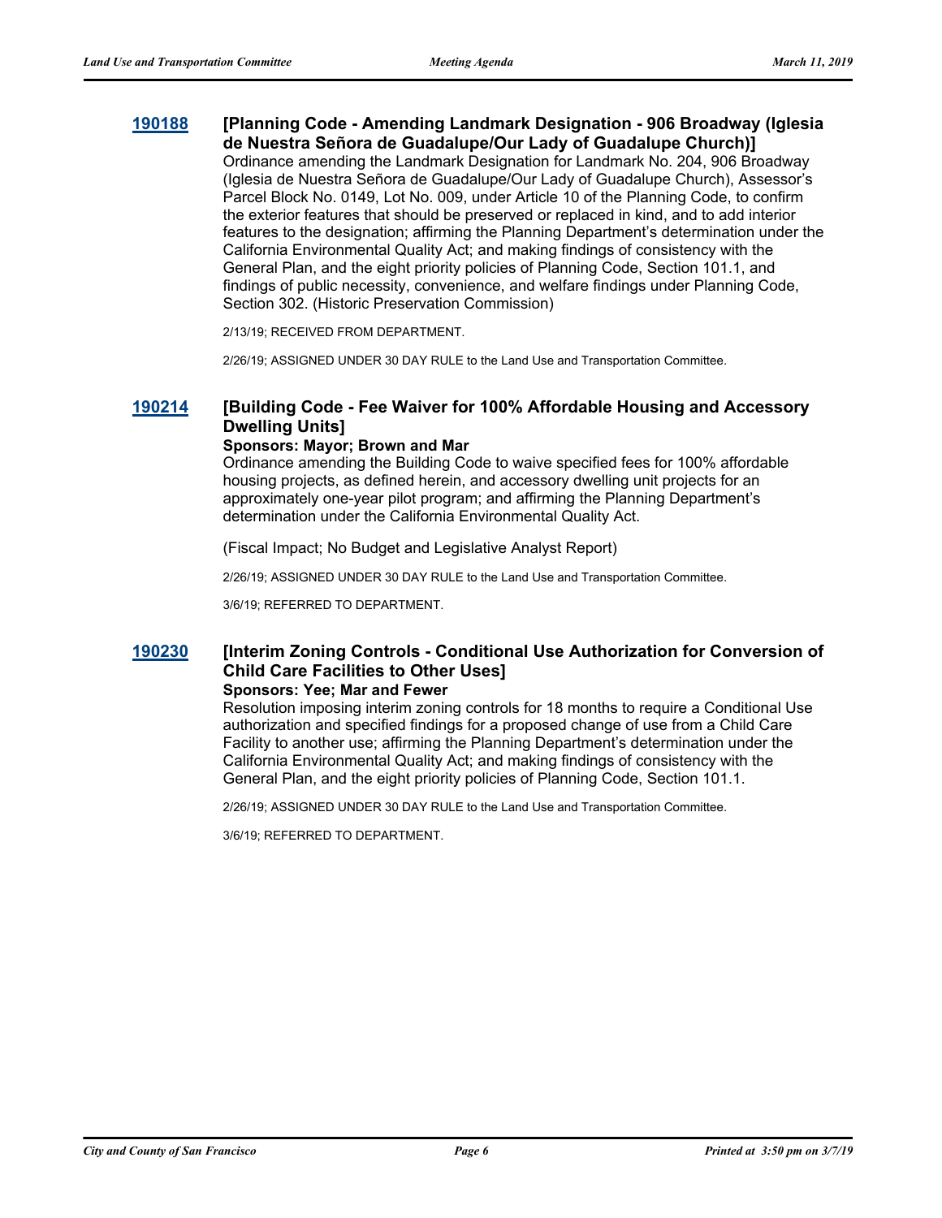### 190188 [Planning Code - Amending Landmark Designation - 906 Broadway (Iglesia de Nuestra Señora de Guadalupe/Our Lady of Guadalupe Church)]

Ordinance amending the Landmark Designation for Landmark No. 204, 906 Broadway (Iglesia de Nuestra Señora de Guadalupe/Our Lady of Guadalupe Church), Assessor's Parcel Block No. 0149, Lot No. 009, under Article 10 of the Planning Code, to confirm the exterior features that should be preserved or replaced in kind, and to add interior features to the designation; affirming the Planning Department's determination under the California Environmental Quality Act; and making findings of consistency with the General Plan, and the eight priority policies of Planning Code, Section 101.1, and findings of public necessity, convenience, and welfare findings under Planning Code, Section 302. (Historic Preservation Commission)

2/13/19; RECEIVED FROM DEPARTMENT.

2/26/19; ASSIGNED UNDER 30 DAY RULE to the Land Use and Transportation Committee.

### 190214 [Building Code - Fee Waiver for 100% Affordable Housing and Accessory Dwelling Units]

**Sponsors: Mayor; Brown and Mar**

Ordinance amending the Building Code to waive specified fees for 100% affordable housing projects, as defined herein, and accessory dwelling unit projects for an approximately one-year pilot program; and affirming the Planning Department's determination under the California Environmental Quality Act.

(Fiscal Impact; No Budget and Legislative Analyst Report)

2/26/19; ASSIGNED UNDER 30 DAY RULE to the Land Use and Transportation Committee.

3/6/19; REFERRED TO DEPARTMENT.

### 190230 [Interim Zoning Controls - Conditional Use Authorization for Conversion of Child Care Facilities to Other Uses]

**Sponsors: Yee; Mar and Fewer**

Resolution imposing interim zoning controls for 18 months to require a Conditional Use authorization and specified findings for a proposed change of use from a Child Care Facility to another use; affirming the Planning Department's determination under the California Environmental Quality Act; and making findings of consistency with the General Plan, and the eight priority policies of Planning Code, Section 101.1.

2/26/19; ASSIGNED UNDER 30 DAY RULE to the Land Use and Transportation Committee.

3/6/19; REFERRED TO DEPARTMENT.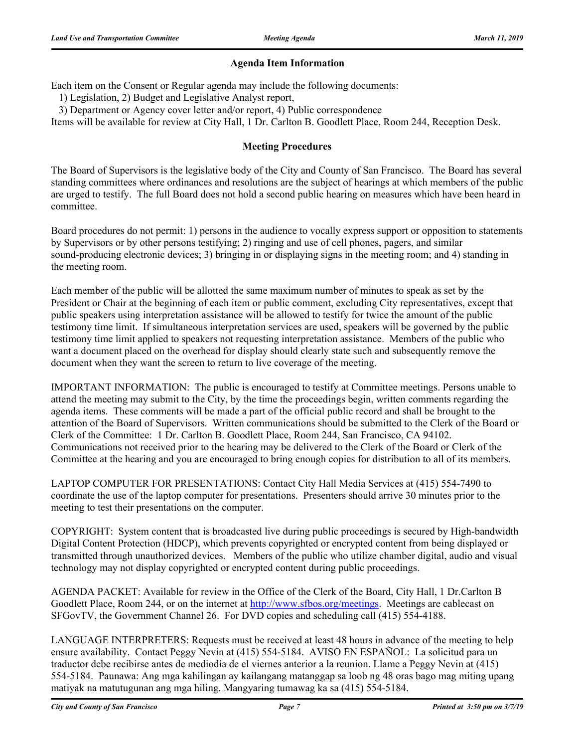## Agenda Item Information

Each item on the Consent or Regular agenda may include the following documents:

1) Legislation, 2) Budget and Legislative Analyst report,

3) Department or Agency cover letter and/or report, 4) Public correspondence

Items will be available for review at City Hall, 1 Dr. Carlton B. Goodlett Place, Room 244, Reception Desk.

## Meeting Procedures

The Board of Supervisors is the legislative body of the City and County of San Francisco. The Board has several standing committees where ordinances and resolutions are the subject of hearings at which members of the public are urged to testify. The full Board does not hold a second public hearing on measures which have been heard in committee.

Board procedures do not permit: 1) persons in the audience to vocally express support or opposition to statements by Supervisors or by other persons testifying; 2) ringing and use of cell phones, pagers, and similar sound-producing electronic devices; 3) bringing in or displaying signs in the meeting room; and 4) standing in the meeting room.

Each member of the public will be allotted the same maximum number of minutes to speak as set by the President or Chair at the beginning of each item or public comment, excluding City representatives, except that public speakers using interpretation assistance will be allowed to testify for twice the amount of the public testimony time limit. If simultaneous interpretation services are used, speakers will be governed by the public testimony time limit applied to speakers not requesting interpretation assistance. Members of the public who want a document placed on the overhead for display should clearly state such and subsequently remove the document when they want the screen to return to live coverage of the meeting.

IMPORTANT INFORMATION: The public is encouraged to testify at Committee meetings. Persons unable to attend the meeting may submit to the City, by the time the proceedings begin, written comments regarding the agenda items. These comments will be made a part of the official public record and shall be brought to the attention of the Board of Supervisors. Written communications should be submitted to the Clerk of the Board or Clerk of the Committee: 1 Dr. Carlton B. Goodlett Place, Room 244, San Francisco, CA 94102. Communications not received prior to the hearing may be delivered to the Clerk of the Board or Clerk of the Committee at the hearing and you are encouraged to bring enough copies for distribution to all of its members.

LAPTOP COMPUTER FOR PRESENTATIONS: Contact City Hall Media Services at (415) 554-7490 to coordinate the use of the laptop computer for presentations. Presenters should arrive 30 minutes prior to the meeting to test their presentations on the computer.

COPYRIGHT: System content that is broadcasted live during public proceedings is secured by High-bandwidth Digital Content Protection (HDCP), which prevents copyrighted or encrypted content from being displayed or transmitted through unauthorized devices. Members of the public who utilize chamber digital, audio and visual technology may not display copyrighted or encrypted content during public proceedings.

AGENDA PACKET: Available for review in the Office of the Clerk of the Board, City Hall, 1 Dr.Carlton B Goodlett Place, Room 244, or on the internet at http://www.sfbos.org/meetings. Meetings are cablecast on SFGovTV, the Government Channel 26. For DVD copies and scheduling call (415) 554-4188.

LANGUAGE INTERPRETERS: Requests must be received at least 48 hours in advance of the meeting to help ensure availability. Contact Peggy Nevin at (415) 554-5184. AVISO EN ESPAÑOL: La solicitud para un traductor debe recibirse antes de mediodía de el viernes anterior a la reunion. Llame a Peggy Nevin at (415) 554-5184. Paunawa: Ang mga kahilingan ay kailangang matanggap sa loob ng 48 oras bago mag miting upang matiyak na matutugunan ang mga hiling. Mangyaring tumawag ka sa (415) 554-5184.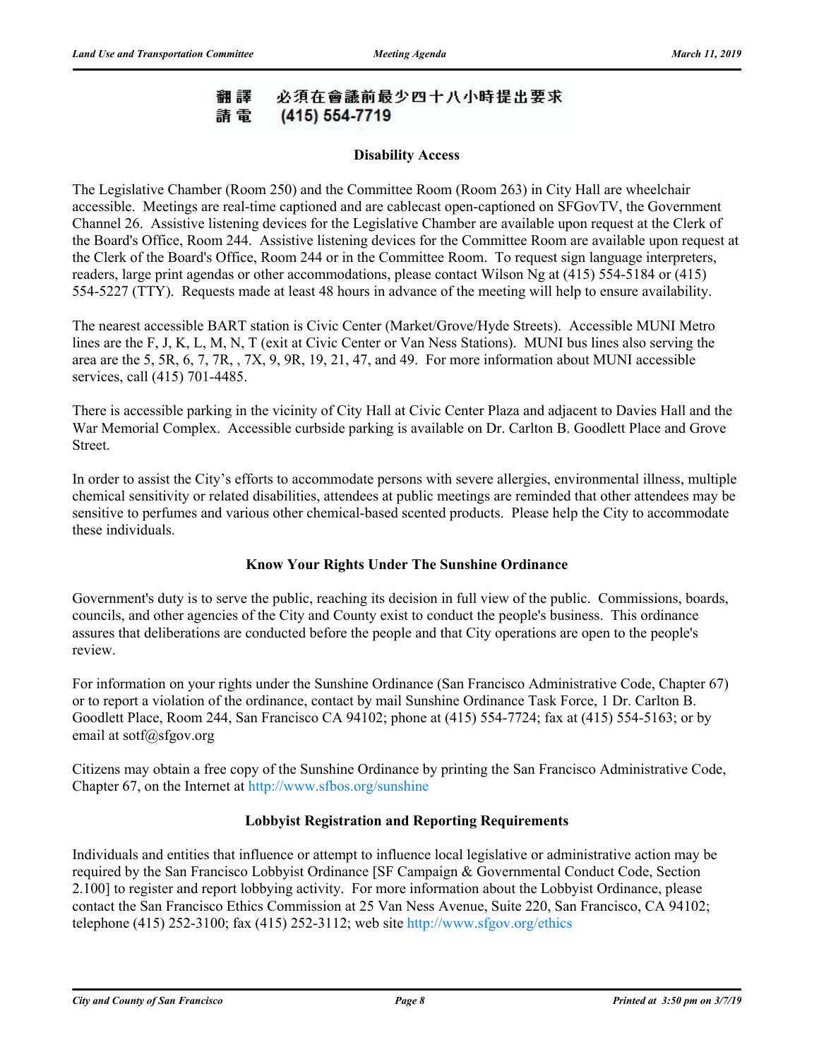翻譯　必須在會議前最少四十八小時提出要求
請電　(415) 554-7719

**Disability Access**

The Legislative Chamber (Room 250) and the Committee Room (Room 263) in City Hall are wheelchair accessible. Meetings are real-time captioned and are cablecast open-captioned on SFGovTV, the Government Channel 26. Assistive listening devices for the Legislative Chamber are available upon request at the Clerk of the Board's Office, Room 244. Assistive listening devices for the Committee Room are available upon request at the Clerk of the Board's Office, Room 244 or in the Committee Room. To request sign language interpreters, readers, large print agendas or other accommodations, please contact Wilson Ng at (415) 554-5184 or (415) 554-5227 (TTY). Requests made at least 48 hours in advance of the meeting will help to ensure availability.

The nearest accessible BART station is Civic Center (Market/Grove/Hyde Streets). Accessible MUNI Metro lines are the F, J, K, L, M, N, T (exit at Civic Center or Van Ness Stations). MUNI bus lines also serving the area are the 5, 5R, 6, 7, 7R, , 7X, 9, 9R, 19, 21, 47, and 49. For more information about MUNI accessible services, call (415) 701-4485.

There is accessible parking in the vicinity of City Hall at Civic Center Plaza and adjacent to Davies Hall and the War Memorial Complex. Accessible curbside parking is available on Dr. Carlton B. Goodlett Place and Grove Street.

In order to assist the City's efforts to accommodate persons with severe allergies, environmental illness, multiple chemical sensitivity or related disabilities, attendees at public meetings are reminded that other attendees may be sensitive to perfumes and various other chemical-based scented products. Please help the City to accommodate these individuals.

**Know Your Rights Under The Sunshine Ordinance**

Government's duty is to serve the public, reaching its decision in full view of the public. Commissions, boards, councils, and other agencies of the City and County exist to conduct the people's business. This ordinance assures that deliberations are conducted before the people and that City operations are open to the people's review.

For information on your rights under the Sunshine Ordinance (San Francisco Administrative Code, Chapter 67) or to report a violation of the ordinance, contact by mail Sunshine Ordinance Task Force, 1 Dr. Carlton B. Goodlett Place, Room 244, San Francisco CA 94102; phone at (415) 554-7724; fax at (415) 554-5163; or by email at sotf@sfgov.org

Citizens may obtain a free copy of the Sunshine Ordinance by printing the San Francisco Administrative Code, Chapter 67, on the Internet at http://www.sfbos.org/sunshine

**Lobbyist Registration and Reporting Requirements**

Individuals and entities that influence or attempt to influence local legislative or administrative action may be required by the San Francisco Lobbyist Ordinance [SF Campaign & Governmental Conduct Code, Section 2.100] to register and report lobbying activity. For more information about the Lobbyist Ordinance, please contact the San Francisco Ethics Commission at 25 Van Ness Avenue, Suite 220, San Francisco, CA 94102; telephone (415) 252-3100; fax (415) 252-3112; web site http://www.sfgov.org/ethics